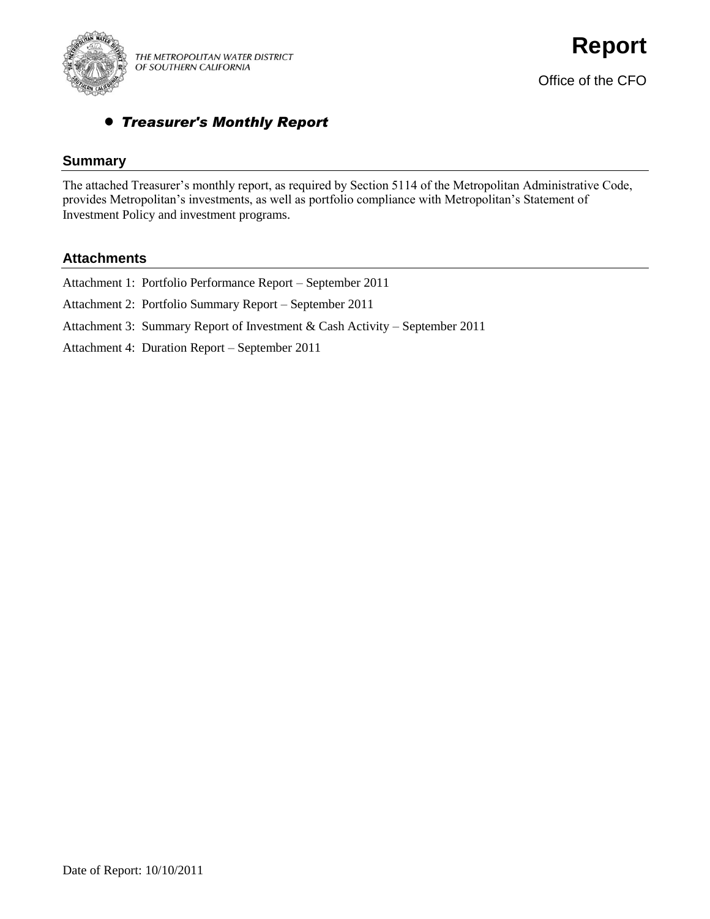THE METROPOLITAN WATER DISTRICT OF SOUTHERN CALIFORNIA

# Report

Office of the CFO

- ***Treasurer's Monthly Report***

## Summary

The attached Treasurer's monthly report, as required by Section 5114 of the Metropolitan Administrative Code, provides Metropolitan's investments, as well as portfolio compliance with Metropolitan's Statement of Investment Policy and investment programs.

## Attachments

Attachment 1: Portfolio Performance Report – September 2011

Attachment 2: Portfolio Summary Report – September 2011

Attachment 3: Summary Report of Investment & Cash Activity – September 2011

Attachment 4: Duration Report – September 2011

Date of Report: 10/10/2011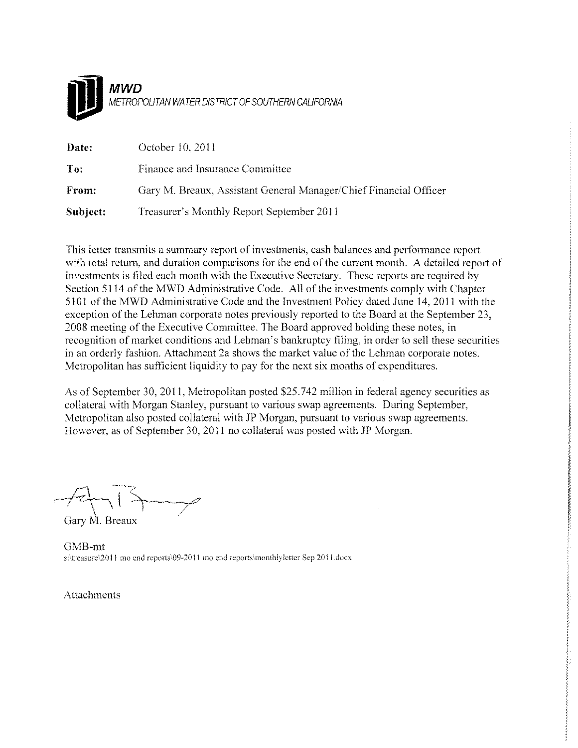**MWD**
*METROPOLITAN WATER DISTRICT OF SOUTHERN CALIFORNIA*

| | |
|---|---|
| **Date:** | October 10, 2011 |
| **To:** | Finance and Insurance Committee |
| **From:** | Gary M. Breaux, Assistant General Manager/Chief Financial Officer |
| **Subject:** | Treasurer's Monthly Report September 2011 |

This letter transmits a summary report of investments, cash balances and performance report with total return, and duration comparisons for the end of the current month. A detailed report of investments is filed each month with the Executive Secretary. These reports are required by Section 5114 of the MWD Administrative Code. All of the investments comply with Chapter 5101 of the MWD Administrative Code and the Investment Policy dated June 14, 2011 with the exception of the Lehman corporate notes previously reported to the Board at the September 23, 2008 meeting of the Executive Committee. The Board approved holding these notes, in recognition of market conditions and Lehman's bankruptcy filing, in order to sell these securities in an orderly fashion. Attachment 2a shows the market value of the Lehman corporate notes. Metropolitan has sufficient liquidity to pay for the next six months of expenditures.

As of September 30, 2011, Metropolitan posted $25.742 million in federal agency securities as collateral with Morgan Stanley, pursuant to various swap agreements. During September, Metropolitan also posted collateral with JP Morgan, pursuant to various swap agreements. However, as of September 30, 2011 no collateral was posted with JP Morgan.

Gary M. Breaux

GMB-mt
s:\treasure\2011 mo end reports\09-2011 mo end reports\monthlyletter Sep 2011.docx

Attachments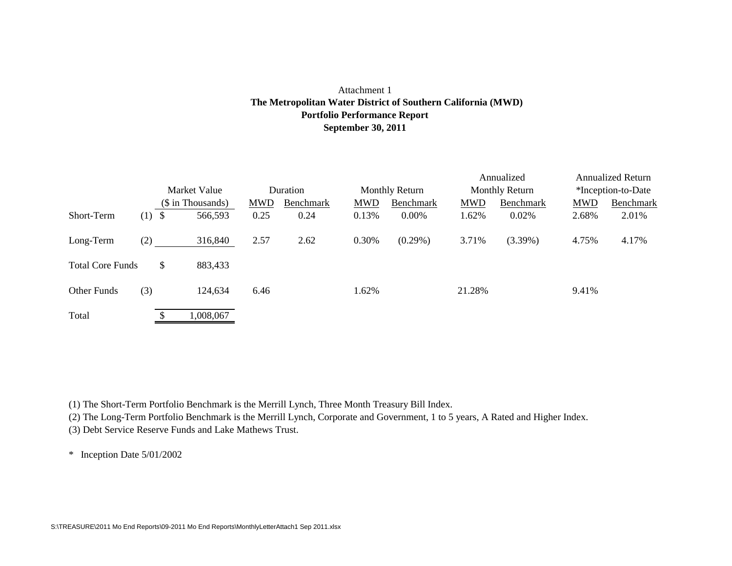Attachment 1

**The Metropolitan Water District of Southern California (MWD)**

**Portfolio Performance Report**

**September 30, 2011**

| | | Market Value ($ in Thousands) | Duration | | Monthly Return | | Annualized Monthly Return | | Annualized Return *Inception-to-Date | |
|---|---|---|---|---|---|---|---|---|---|---|
| | | | MWD | Benchmark | MWD | Benchmark | MWD | Benchmark | MWD | Benchmark |
| Short-Term | (1) | $ 566,593 | 0.25 | 0.24 | 0.13% | 0.00% | 1.62% | 0.02% | 2.68% | 2.01% |
| Long-Term | (2) | 316,840 | 2.57 | 2.62 | 0.30% | (0.29%) | 3.71% | (3.39%) | 4.75% | 4.17% |
| Total Core Funds | | $ 883,433 | | | | | | | | |
| Other Funds | (3) | 124,634 | 6.46 | | 1.62% | | 21.28% | | 9.41% | |
| Total | | $ 1,008,067 | | | | | | | | |

(1) The Short-Term Portfolio Benchmark is the Merrill Lynch, Three Month Treasury Bill Index.

(2) The Long-Term Portfolio Benchmark is the Merrill Lynch, Corporate and Government, 1 to 5 years, A Rated and Higher Index.

(3) Debt Service Reserve Funds and Lake Mathews Trust.

\* Inception Date 5/01/2002

S:\TREASURE\2011 Mo End Reports\09-2011 Mo End Reports\MonthlyLetterAttach1 Sep 2011.xlsx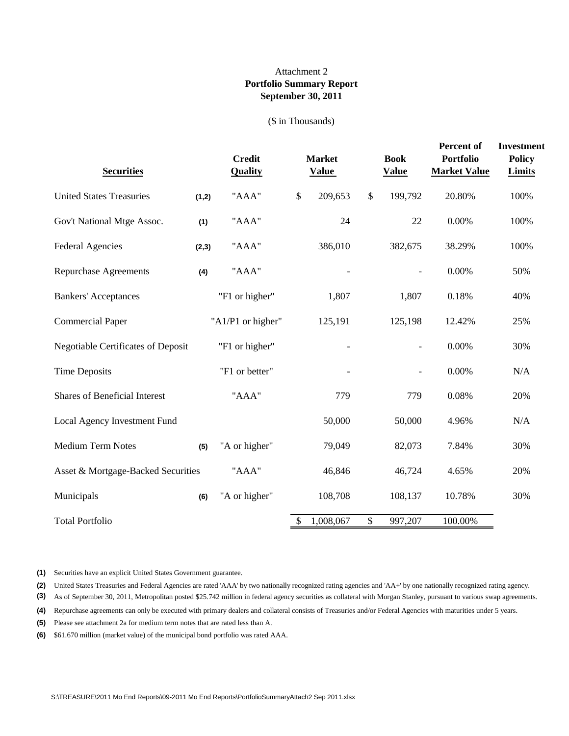Attachment 2

**Portfolio Summary Report**

**September 30, 2011**

($ in Thousands)

| Securities | | Credit Quality | Market Value | Book Value | Percent of Portfolio Market Value | Investment Policy Limits |
|---|---|---|---|---|---|---|
| United States Treasuries | (1,2) | "AAA" | $ 209,653 | $ 199,792 | 20.80% | 100% |
| Gov't National Mtge Assoc. | (1) | "AAA" | 24 | 22 | 0.00% | 100% |
| Federal Agencies | (2,3) | "AAA" | 386,010 | 382,675 | 38.29% | 100% |
| Repurchase Agreements | (4) | "AAA" | - | - | 0.00% | 50% |
| Bankers' Acceptances | | "F1 or higher" | 1,807 | 1,807 | 0.18% | 40% |
| Commercial Paper | | "A1/P1 or higher" | 125,191 | 125,198 | 12.42% | 25% |
| Negotiable Certificates of Deposit | | "F1 or higher" | - | - | 0.00% | 30% |
| Time Deposits | | "F1 or better" | - | - | 0.00% | N/A |
| Shares of Beneficial Interest | | "AAA" | 779 | 779 | 0.08% | 20% |
| Local Agency Investment Fund | | | 50,000 | 50,000 | 4.96% | N/A |
| Medium Term Notes | (5) | "A or higher" | 79,049 | 82,073 | 7.84% | 30% |
| Asset & Mortgage-Backed Securities | | "AAA" | 46,846 | 46,724 | 4.65% | 20% |
| Municipals | (6) | "A or higher" | 108,708 | 108,137 | 10.78% | 30% |
| Total Portfolio | | | $ 1,008,067 | $ 997,207 | 100.00% | |

**(1)** Securities have an explicit United States Government guarantee.

**(2)** United States Treasuries and Federal Agencies are rated 'AAA' by two nationally recognized rating agencies and 'AA+' by one nationally recognized rating agency.

**(3)** As of September 30, 2011, Metropolitan posted $25.742 million in federal agency securities as collateral with Morgan Stanley, pursuant to various swap agreements.

**(4)** Repurchase agreements can only be executed with primary dealers and collateral consists of Treasuries and/or Federal Agencies with maturities under 5 years.

**(5)** Please see attachment 2a for medium term notes that are rated less than A.

**(6)** $61.670 million (market value) of the municipal bond portfolio was rated AAA.

S:\TREASURE\2011 Mo End Reports\09-2011 Mo End Reports\PortfolioSummaryAttach2 Sep 2011.xlsx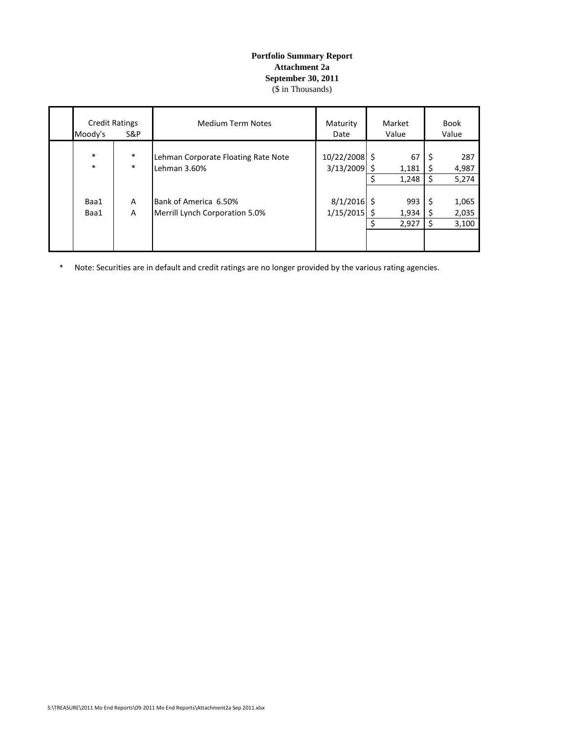**Portfolio Summary Report**
**Attachment 2a**
**September 30, 2011**
($ in Thousands)

| Credit Ratings Moody's | S&P | Medium Term Notes | Maturity Date | Market Value | Book Value |
|---|---|---|---|---|---|
| * | * | Lehman Corporate Floating Rate Note | 10/22/2008 | $ 67 | $ 287 |
| * | * | Lehman 3.60% | 3/13/2009 | $ 1,181 | $ 4,987 |
| | | | | $ 1,248 | $ 5,274 |
| Baa1 | A | Bank of America 6.50% | 8/1/2016 | $ 993 | $ 1,065 |
| Baa1 | A | Merrill Lynch Corporation 5.0% | 1/15/2015 | $ 1,934 | $ 2,035 |
| | | | | $ 2,927 | $ 3,100 |

\* Note: Securities are in default and credit ratings are no longer provided by the various rating agencies.

S:\TREASURE\2011 Mo End Reports\09-2011 Mo End Reports\Attachment2a Sep 2011.xlsx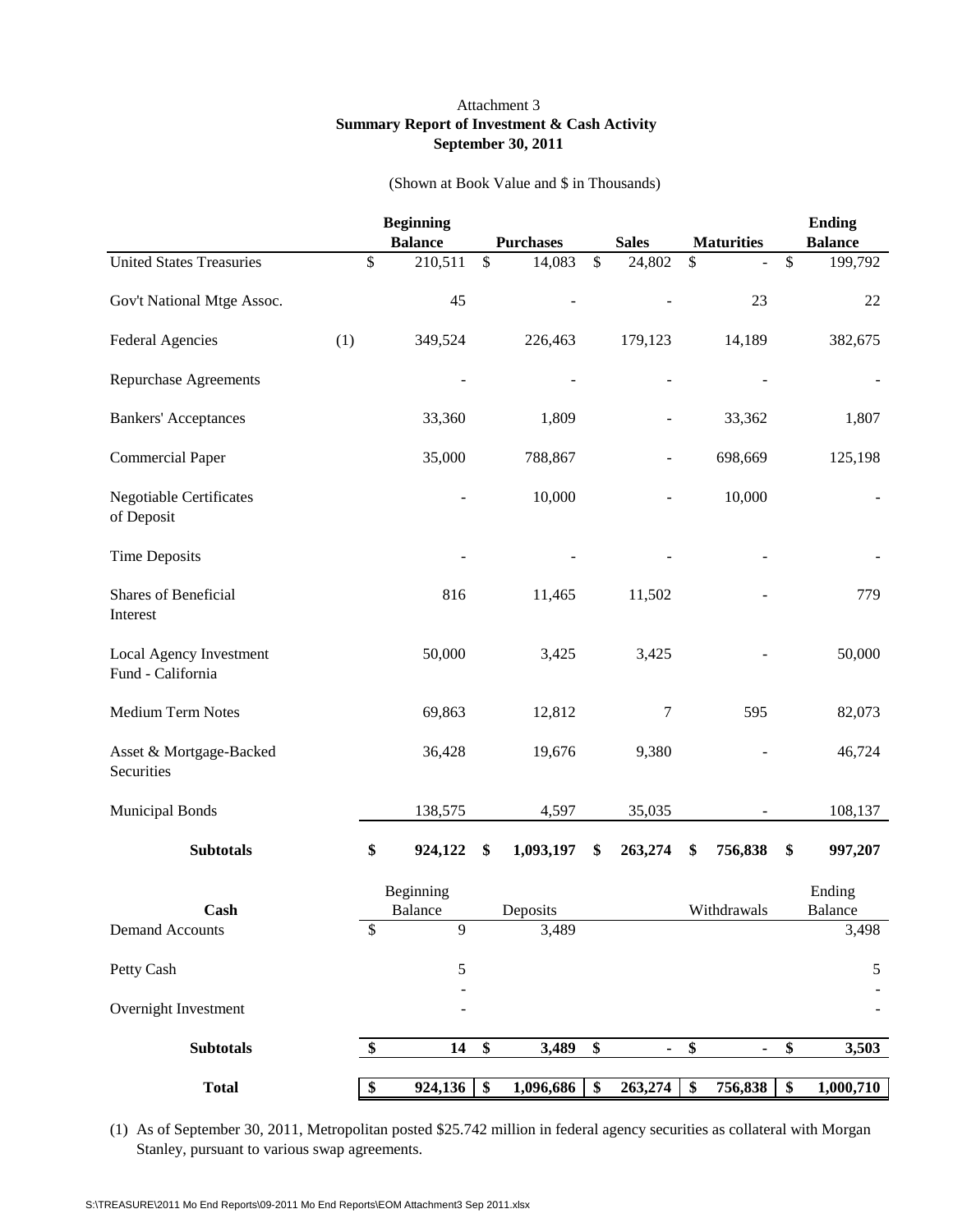Attachment 3

**Summary Report of Investment & Cash Activity**

**September 30, 2011**

(Shown at Book Value and $ in Thousands)

| | | Beginning Balance | Purchases | Sales | Maturities | Ending Balance |
|---|---|---|---|---|---|---|
| United States Treasuries | | $ 210,511 | $ 14,083 | $ 24,802 | $ - | $ 199,792 |
| Gov't National Mtge Assoc. | | 45 | - | - | 23 | 22 |
| Federal Agencies | (1) | 349,524 | 226,463 | 179,123 | 14,189 | 382,675 |
| Repurchase Agreements | | - | - | - | - | - |
| Bankers' Acceptances | | 33,360 | 1,809 | - | 33,362 | 1,807 |
| Commercial Paper | | 35,000 | 788,867 | - | 698,669 | 125,198 |
| Negotiable Certificates of Deposit | | - | 10,000 | - | 10,000 | - |
| Time Deposits | | - | - | - | - | - |
| Shares of Beneficial Interest | | 816 | 11,465 | 11,502 | - | 779 |
| Local Agency Investment Fund - California | | 50,000 | 3,425 | 3,425 | - | 50,000 |
| Medium Term Notes | | 69,863 | 12,812 | 7 | 595 | 82,073 |
| Asset & Mortgage-Backed Securities | | 36,428 | 19,676 | 9,380 | - | 46,724 |
| Municipal Bonds | | 138,575 | 4,597 | 35,035 | - | 108,137 |
| **Subtotals** | | **$ 924,122** | **$ 1,093,197** | **$ 263,274** | **$ 756,838** | **$ 997,207** |
| **Cash** | | Beginning Balance | Deposits | | Withdrawals | Ending Balance |
| Demand Accounts | | $ 9 | 3,489 | | | 3,498 |
| Petty Cash | | 5 | | | | 5 |
| Overnight Investment | | - | | | | - |
| **Subtotals** | | **$ 14** | **$ 3,489** | **$ -** | **$ -** | **$ 3,503** |
| **Total** | | **$ 924,136** | **$ 1,096,686** | **$ 263,274** | **$ 756,838** | **$ 1,000,710** |

(1) As of September 30, 2011, Metropolitan posted $25.742 million in federal agency securities as collateral with Morgan Stanley, pursuant to various swap agreements.

S:\TREASURE\2011 Mo End Reports\09-2011 Mo End Reports\EOM Attachment3 Sep 2011.xlsx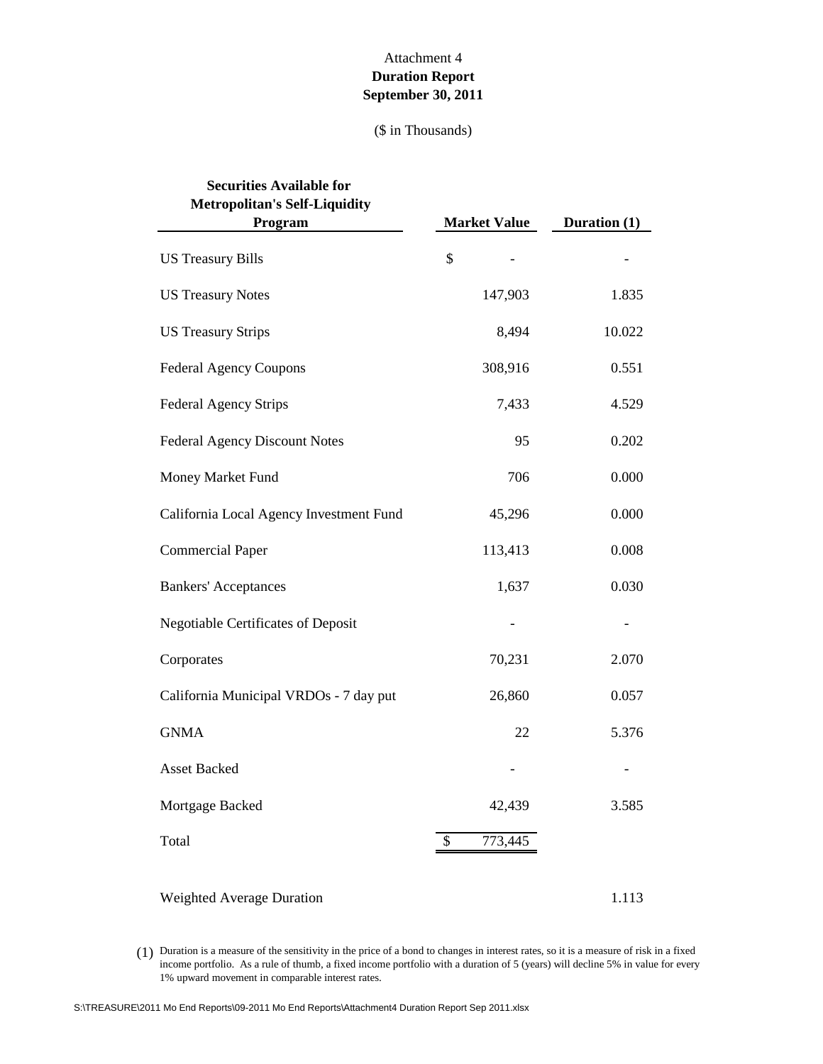Attachment 4

**Duration Report**

**September 30, 2011**

($ in Thousands)

| Securities Available for Metropolitan's Self-Liquidity Program | Market Value | Duration (1) |
|---|---|---|
| US Treasury Bills | $ - | - |
| US Treasury Notes | 147,903 | 1.835 |
| US Treasury Strips | 8,494 | 10.022 |
| Federal Agency Coupons | 308,916 | 0.551 |
| Federal Agency Strips | 7,433 | 4.529 |
| Federal Agency Discount Notes | 95 | 0.202 |
| Money Market Fund | 706 | 0.000 |
| California Local Agency Investment Fund | 45,296 | 0.000 |
| Commercial Paper | 113,413 | 0.008 |
| Bankers' Acceptances | 1,637 | 0.030 |
| Negotiable Certificates of Deposit | - | - |
| Corporates | 70,231 | 2.070 |
| California Municipal VRDOs - 7 day put | 26,860 | 0.057 |
| GNMA | 22 | 5.376 |
| Asset Backed | - | - |
| Mortgage Backed | 42,439 | 3.585 |
| Total | $ 773,445 | |
| | | |
| Weighted Average Duration | | 1.113 |

(1) Duration is a measure of the sensitivity in the price of a bond to changes in interest rates, so it is a measure of risk in a fixed income portfolio. As a rule of thumb, a fixed income portfolio with a duration of 5 (years) will decline 5% in value for every 1% upward movement in comparable interest rates.

S:\TREASURE\2011 Mo End Reports\09-2011 Mo End Reports\Attachment4 Duration Report Sep 2011.xlsx